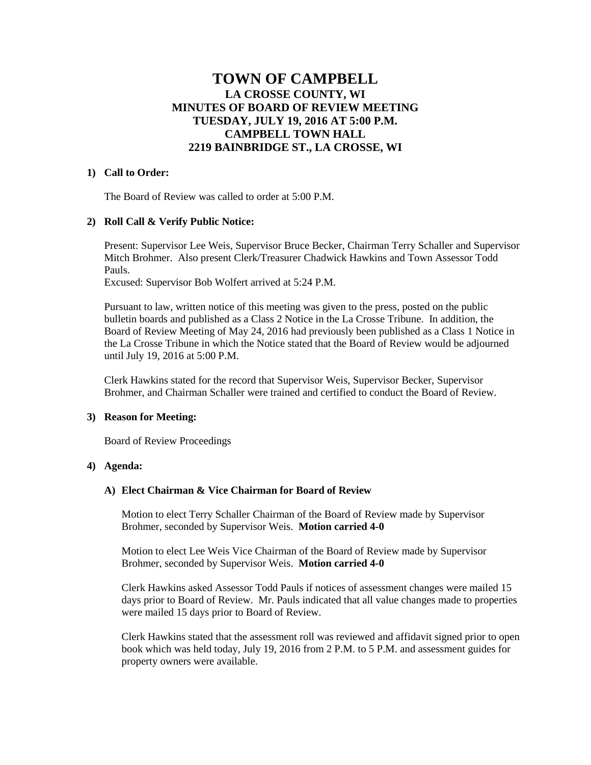# TOWN OF CAMPBELL

## LA CROSSE COUNTY, WI
## MINUTES OF BOARD OF REVIEW MEETING
## TUESDAY, JULY 19, 2016 AT 5:00 P.M.
## CAMPBELL TOWN HALL
## 2219 BAINBRIDGE ST., LA CROSSE, WI

**1) Call to Order:**

The Board of Review was called to order at 5:00 P.M.

**2) Roll Call & Verify Public Notice:**

Present: Supervisor Lee Weis, Supervisor Bruce Becker, Chairman Terry Schaller and Supervisor Mitch Brohmer. Also present Clerk/Treasurer Chadwick Hawkins and Town Assessor Todd Pauls.
Excused: Supervisor Bob Wolfert arrived at 5:24 P.M.

Pursuant to law, written notice of this meeting was given to the press, posted on the public bulletin boards and published as a Class 2 Notice in the La Crosse Tribune. In addition, the Board of Review Meeting of May 24, 2016 had previously been published as a Class 1 Notice in the La Crosse Tribune in which the Notice stated that the Board of Review would be adjourned until July 19, 2016 at 5:00 P.M.

Clerk Hawkins stated for the record that Supervisor Weis, Supervisor Becker, Supervisor Brohmer, and Chairman Schaller were trained and certified to conduct the Board of Review.

**3) Reason for Meeting:**

Board of Review Proceedings

**4) Agenda:**

**A) Elect Chairman & Vice Chairman for Board of Review**

Motion to elect Terry Schaller Chairman of the Board of Review made by Supervisor Brohmer, seconded by Supervisor Weis. **Motion carried 4-0**

Motion to elect Lee Weis Vice Chairman of the Board of Review made by Supervisor Brohmer, seconded by Supervisor Weis. **Motion carried 4-0**

Clerk Hawkins asked Assessor Todd Pauls if notices of assessment changes were mailed 15 days prior to Board of Review. Mr. Pauls indicated that all value changes made to properties were mailed 15 days prior to Board of Review.

Clerk Hawkins stated that the assessment roll was reviewed and affidavit signed prior to open book which was held today, July 19, 2016 from 2 P.M. to 5 P.M. and assessment guides for property owners were available.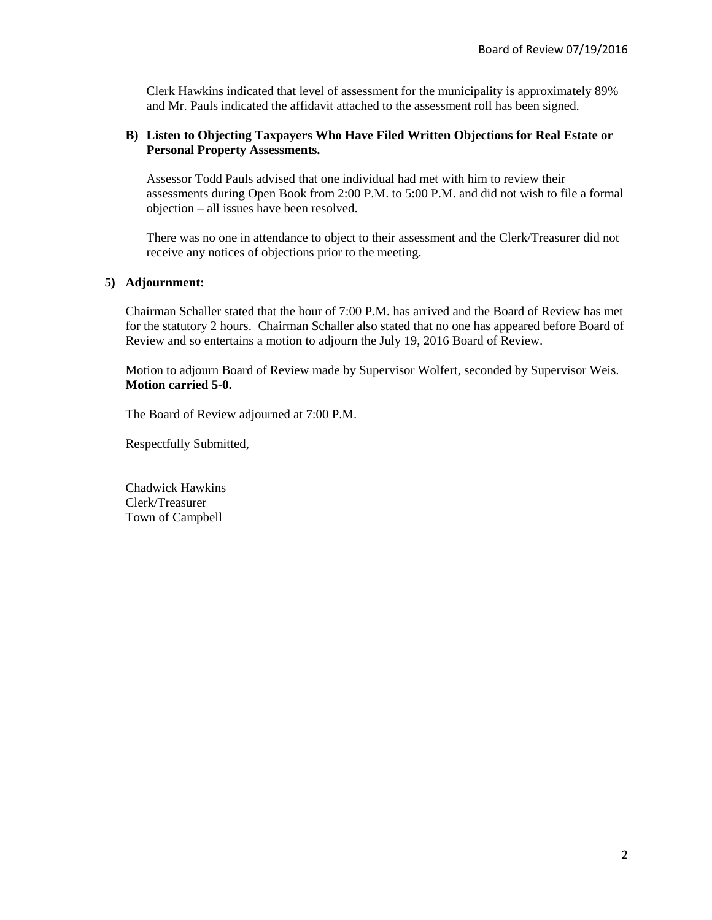Clerk Hawkins indicated that level of assessment for the municipality is approximately 89% and Mr. Pauls indicated the affidavit attached to the assessment roll has been signed.

**B) Listen to Objecting Taxpayers Who Have Filed Written Objections for Real Estate or Personal Property Assessments.**

Assessor Todd Pauls advised that one individual had met with him to review their assessments during Open Book from 2:00 P.M. to 5:00 P.M. and did not wish to file a formal objection – all issues have been resolved.

There was no one in attendance to object to their assessment and the Clerk/Treasurer did not receive any notices of objections prior to the meeting.

**5) Adjournment:**

Chairman Schaller stated that the hour of 7:00 P.M. has arrived and the Board of Review has met for the statutory 2 hours. Chairman Schaller also stated that no one has appeared before Board of Review and so entertains a motion to adjourn the July 19, 2016 Board of Review.

Motion to adjourn Board of Review made by Supervisor Wolfert, seconded by Supervisor Weis. **Motion carried 5-0.**

The Board of Review adjourned at 7:00 P.M.

Respectfully Submitted,

Chadwick Hawkins
Clerk/Treasurer
Town of Campbell